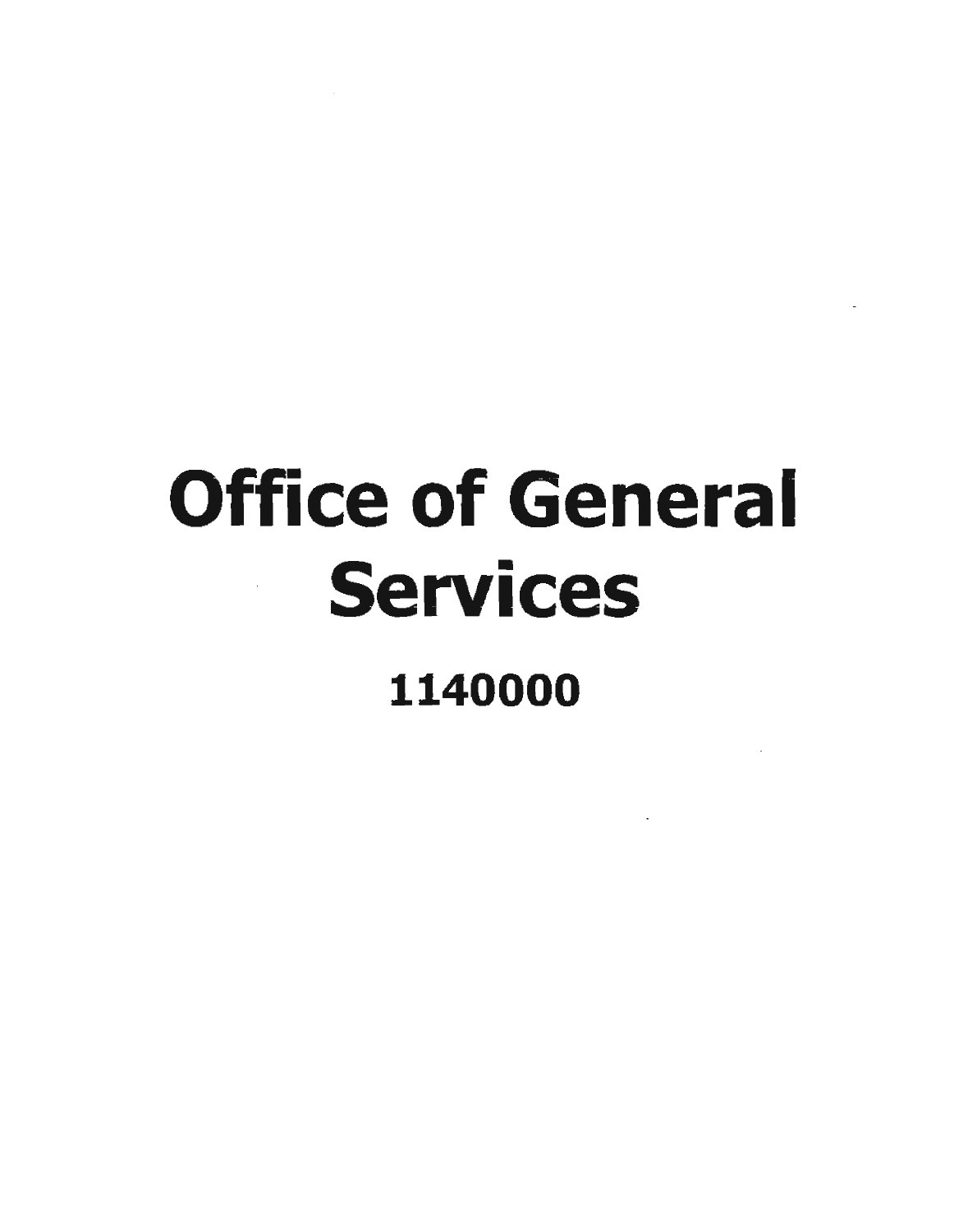# Office of General Services

## 1140000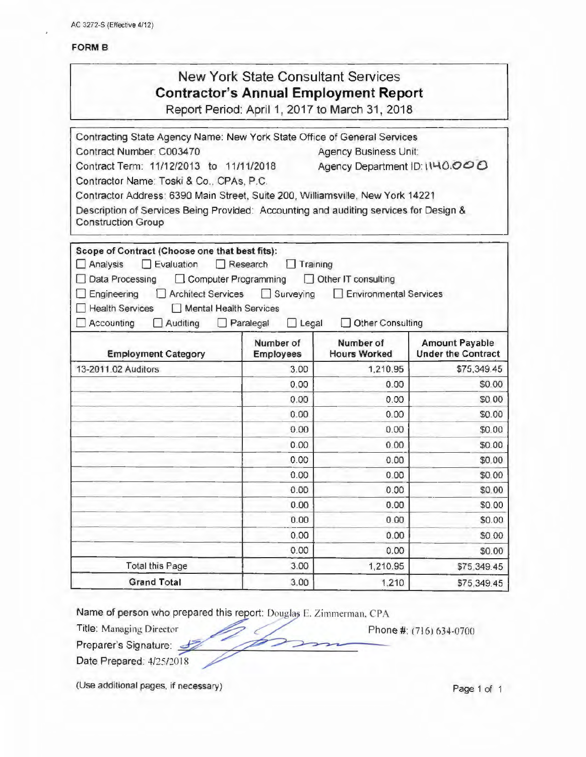AC 3272-S (Effective 4/12)

**FORM B**

# New York State Consultant Services
## Contractor's Annual Employment Report
Report Period: April 1, 2017 to March 31, 2018

Contracting State Agency Name: New York State Office of General Services

Contract Number: C003470 Agency Business Unit:

Contract Term: 11/12/2013 to 11/11/2018 Agency Department ID: 1140000

Contractor Name: Toski & Co., CPAs, P.C.

Contractor Address: 6390 Main Street, Suite 200, Williamsville, New York 14221

Description of Services Being Provided: Accounting and auditing services for Design & Construction Group

**Scope of Contract (Choose one that best fits):**

☐ Analysis ☐ Evaluation ☐ Research ☐ Training
☐ Data Processing ☐ Computer Programming ☐ Other IT consulting
☐ Engineering ☐ Architect Services ☐ Surveying ☐ Environmental Services
☐ Health Services ☐ Mental Health Services
☐ Accounting ☐ Auditing ☐ Paralegal ☐ Legal ☐ Other Consulting

| Employment Category | Number of Employees | Number of Hours Worked | Amount Payable Under the Contract |
|---|---|---|---|
| 13-2011.02 Auditors | 3.00 | 1,210.95 | $75,349.45 |
| | 0.00 | 0.00 | $0.00 |
| | 0.00 | 0.00 | $0.00 |
| | 0.00 | 0.00 | $0.00 |
| | 0.00 | 0.00 | $0.00 |
| | 0.00 | 0.00 | $0.00 |
| | 0.00 | 0.00 | $0.00 |
| | 0.00 | 0.00 | $0.00 |
| | 0.00 | 0.00 | $0.00 |
| | 0.00 | 0.00 | $0.00 |
| | 0.00 | 0.00 | $0.00 |
| | 0.00 | 0.00 | $0.00 |
| | 0.00 | 0.00 | $0.00 |
| Total this Page | 3.00 | 1,210.95 | $75,349.45 |
| **Grand Total** | 3.00 | 1,210 | $75,349.45 |

Name of person who prepared this report: Douglas E. Zimmerman, CPA

Title: Managing Director Phone #: (716) 634-0700

Preparer's Signature:

Date Prepared: 4/25/2018

(Use additional pages, if necessary)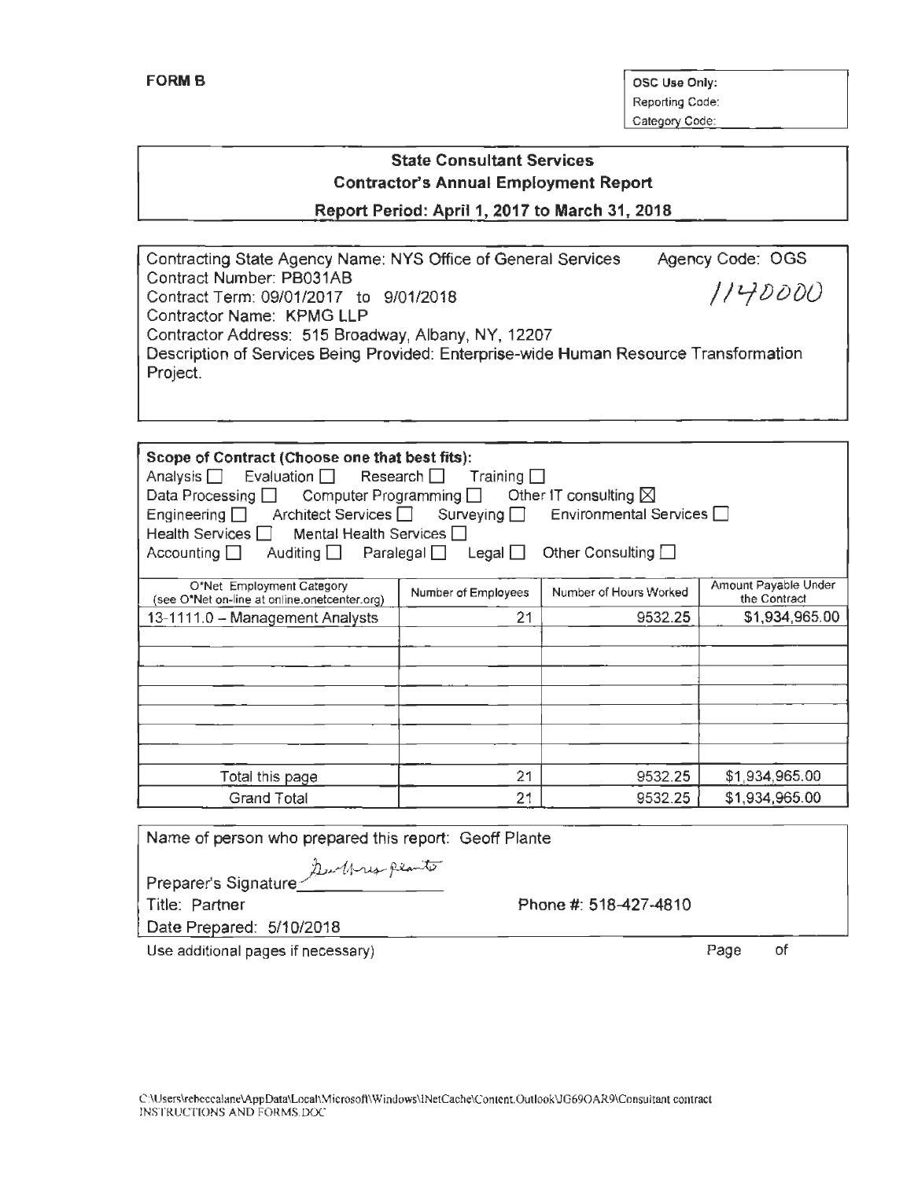**FORM B**

| OSC Use Only: |
|---|
| Reporting Code: |
| Category Code: |

## State Consultant Services
## Contractor's Annual Employment Report

**Report Period: April 1, 2017 to March 31, 2018**

Contracting State Agency Name: NYS Office of General Services Agency Code: OGS
Contract Number: PB031AB 1140000
Contract Term: 09/01/2017 to 9/01/2018
Contractor Name: KPMG LLP
Contractor Address: 515 Broadway, Albany, NY, 12207
Description of Services Being Provided: Enterprise-wide Human Resource Transformation Project.

**Scope of Contract (Choose one that best fits):**
Analysis ☐ Evaluation ☐ Research ☐ Training ☐
Data Processing ☐ Computer Programming ☐ Other IT consulting ☒
Engineering ☐ Architect Services ☐ Surveying ☐ Environmental Services ☐
Health Services ☐ Mental Health Services ☐
Accounting ☐ Auditing ☐ Paralegal ☐ Legal ☐ Other Consulting ☐

| O*Net Employment Category (see O*Net on-line at online.onetcenter.org) | Number of Employees | Number of Hours Worked | Amount Payable Under the Contract |
|---|---|---|---|
| 13-1111.0 – Management Analysts | 21 | 9532.25 | $1,934,965.00 |
| | | | |
| | | | |
| | | | |
| | | | |
| | | | |
| | | | |
| | | | |
| Total this page | 21 | 9532.25 | $1,934,965.00 |
| Grand Total | 21 | 9532.25 | $1,934,965.00 |

Name of person who prepared this report: Geoff Plante
Preparer's Signature: Geoffrey Plante
Title: Partner Phone #: 518-427-4810
Date Prepared: 5/10/2018

Use additional pages if necessary) Page of

C:\Users\rebeccalane\AppData\Local\Microsoft\Windows\INetCache\Content.Outlook\JG69OAR9\Consultant contract INSTRUCTIONS AND FORMS.DOC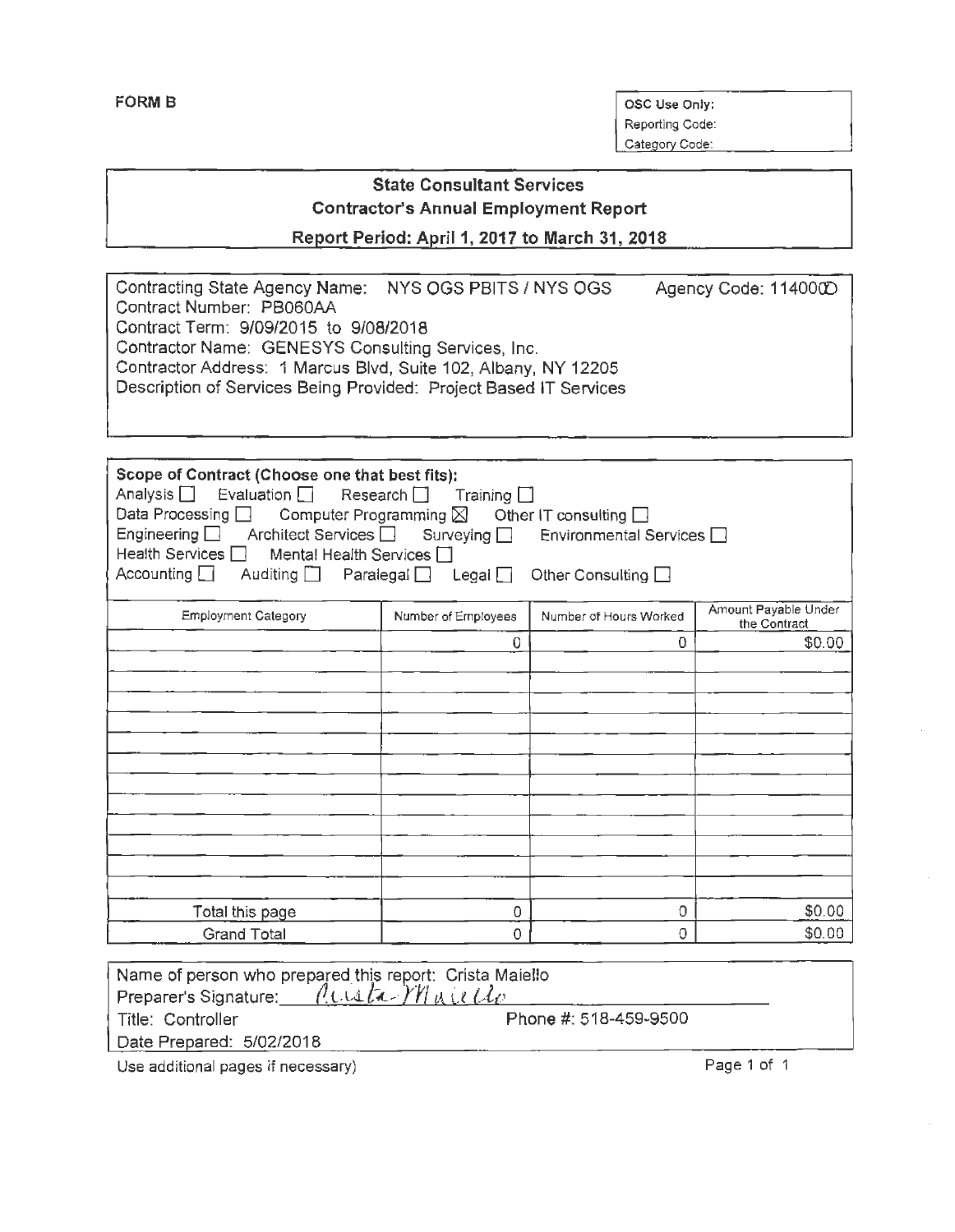**FORM B**

| OSC Use Only: |
| --- |
| Reporting Code: |
| Category Code: |

## State Consultant Services
### Contractor's Annual Employment Report
### Report Period: April 1, 2017 to March 31, 2018

Contracting State Agency Name: NYS OGS PBITS / NYS OGS Agency Code: 11400©
Contract Number: PB060AA
Contract Term: 9/09/2015 to 9/08/2018
Contractor Name: GENESYS Consulting Services, Inc.
Contractor Address: 1 Marcus Blvd, Suite 102, Albany, NY 12205
Description of Services Being Provided: Project Based IT Services

**Scope of Contract (Choose one that best fits):**
Analysis ☐ Evaluation ☐ Research ☐ Training ☐
Data Processing ☐ Computer Programming ☒ Other IT consulting ☐
Engineering ☐ Architect Services ☐ Surveying ☐ Environmental Services ☐
Health Services ☐ Mental Health Services ☐
Accounting ☐ Auditing ☐ Paralegal ☐ Legal ☐ Other Consulting ☐

| Employment Category | Number of Employees | Number of Hours Worked | Amount Payable Under the Contract |
| --- | --- | --- | --- |
| | 0 | 0 | $0.00 |
| | | | |
| | | | |
| | | | |
| | | | |
| | | | |
| | | | |
| | | | |
| | | | |
| | | | |
| | | | |
| | | | |
| | | | |
| Total this page | 0 | 0 | $0.00 |
| Grand Total | 0 | 0 | $0.00 |

Name of person who prepared this report: Crista Maiello
Preparer's Signature: *Crista Maiello*
Title: Controller Phone #: 518-459-9500
Date Prepared: 5/02/2018

Use additional pages if necessary)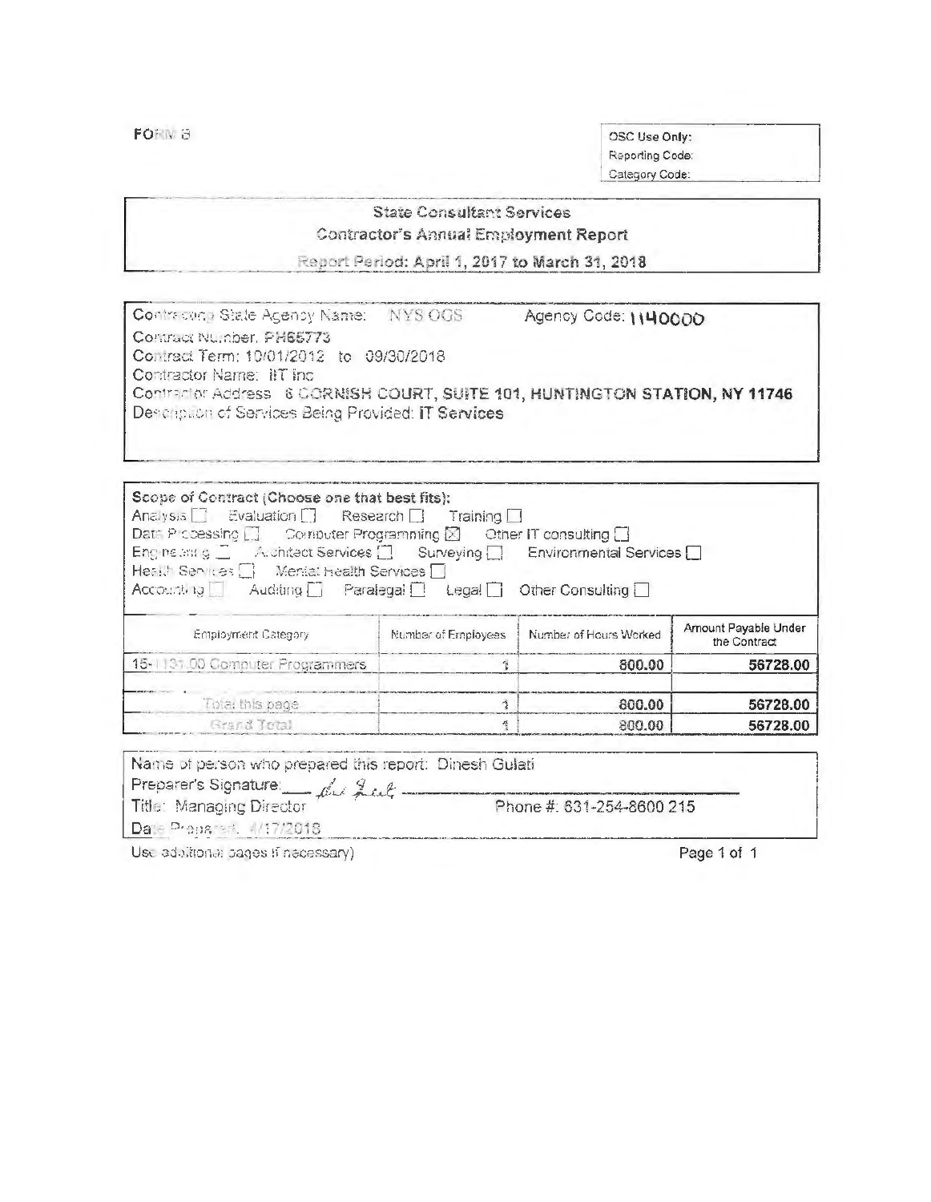FORM B

| OSC Use Only: |
|---|
| Reporting Code: |
| Category Code: |

## State Consultant Services
### Contractor's Annual Employment Report
### Report Period: April 1, 2017 to March 31, 2018

Contracting State Agency Name: NYS OGS    Agency Code: 1140000

Contract Number: PH65773

Contract Term: 10/01/2012 to 09/30/2018

Contractor Name: IIT inc

Contractor Address: 6 CORNISH COURT, SUITE 101, HUNTINGTON STATION, NY 11746

Description of Services Being Provided: IT Services

**Scope of Contract (Choose one that best fits):**

Analysis ☐ Evaluation ☐ Research ☐ Training ☐

Data Processing ☐ Computer Programming ☒ Other IT consulting ☐

Engineering ☐ Architect Services ☐ Surveying ☐ Environmental Services ☐

Health Services ☐ Mental Health Services ☐

Accounting ☐ Auditing ☐ Paralegal ☐ Legal ☐ Other Consulting ☐

| Employment Category | Number of Employees | Number of Hours Worked | Amount Payable Under the Contract |
|---|---|---|---|
| 15-1131.00 Computer Programmers | 1 | 800.00 | 56728.00 |
| | | | |
| Total this page | 1 | 800.00 | 56728.00 |
| Grand Total | 1 | 800.00 | 56728.00 |

Name of person who prepared this report: Dinesh Gulati

Preparer's Signature: *[signature]*

Title: Managing Director    Phone #: 631-254-8600 215

Date Prepared: 4/17/2018

(Use additional pages if necessary)    Page 1 of 1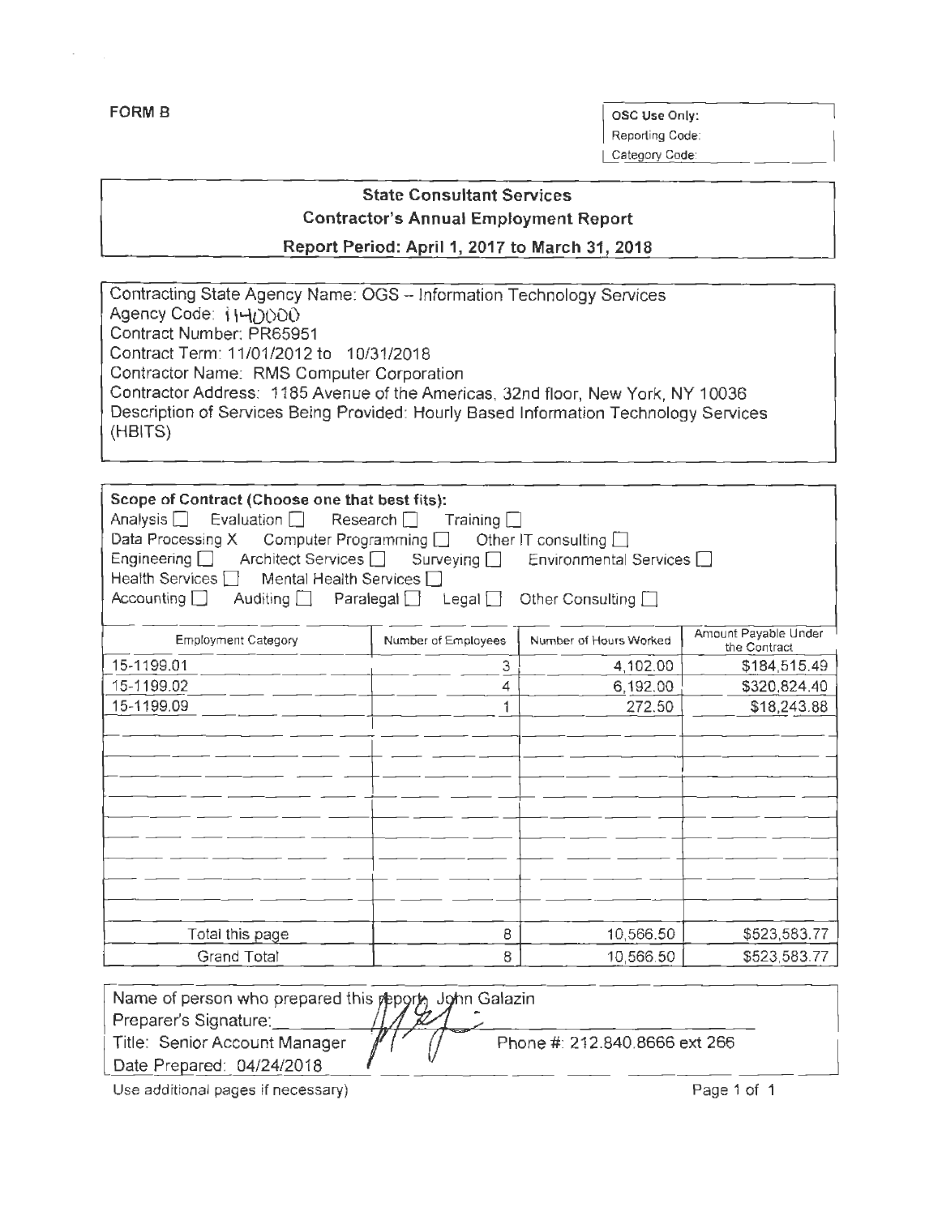FORM B

OSC Use Only:
Reporting Code:
Category Code:

## State Consultant Services
## Contractor's Annual Employment Report
## Report Period: April 1, 2017 to March 31, 2018

Contracting State Agency Name: OGS -- Information Technology Services
Agency Code: 1140000
Contract Number: PR65951
Contract Term: 11/01/2012 to 10/31/2018
Contractor Name: RMS Computer Corporation
Contractor Address: 1185 Avenue of the Americas, 32nd floor, New York, NY 10036
Description of Services Being Provided: Hourly Based Information Technology Services (HBITS)

**Scope of Contract (Choose one that best fits):**
Analysis ☐ Evaluation ☐ Research ☐ Training ☐
Data Processing X Computer Programming ☐ Other IT consulting ☐
Engineering ☐ Architect Services ☐ Surveying ☐ Environmental Services ☐
Health Services ☐ Mental Health Services ☐
Accounting ☐ Auditing ☐ Paralegal ☐ Legal ☐ Other Consulting ☐

| Employment Category | Number of Employees | Number of Hours Worked | Amount Payable Under the Contract |
|---|---|---|---|
| 15-1199.01 | 3 | 4,102.00 | $184,515.49 |
| 15-1199.02 | 4 | 6,192.00 | $320,824.40 |
| 15-1199.09 | 1 | 272.50 | $18,243.88 |
| | | | |
| | | | |
| | | | |
| | | | |
| | | | |
| | | | |
| | | | |
| | | | |
| Total this page | 8 | 10,566.50 | $523,583.77 |
| Grand Total | 8 | 10,566.50 | $523,583.77 |

Name of person who prepared this report: John Galazin
Preparer's Signature: 
Title: Senior Account Manager Phone #: 212.840.8666 ext 266
Date Prepared: 04/24/2018

Use additional pages if necessary)